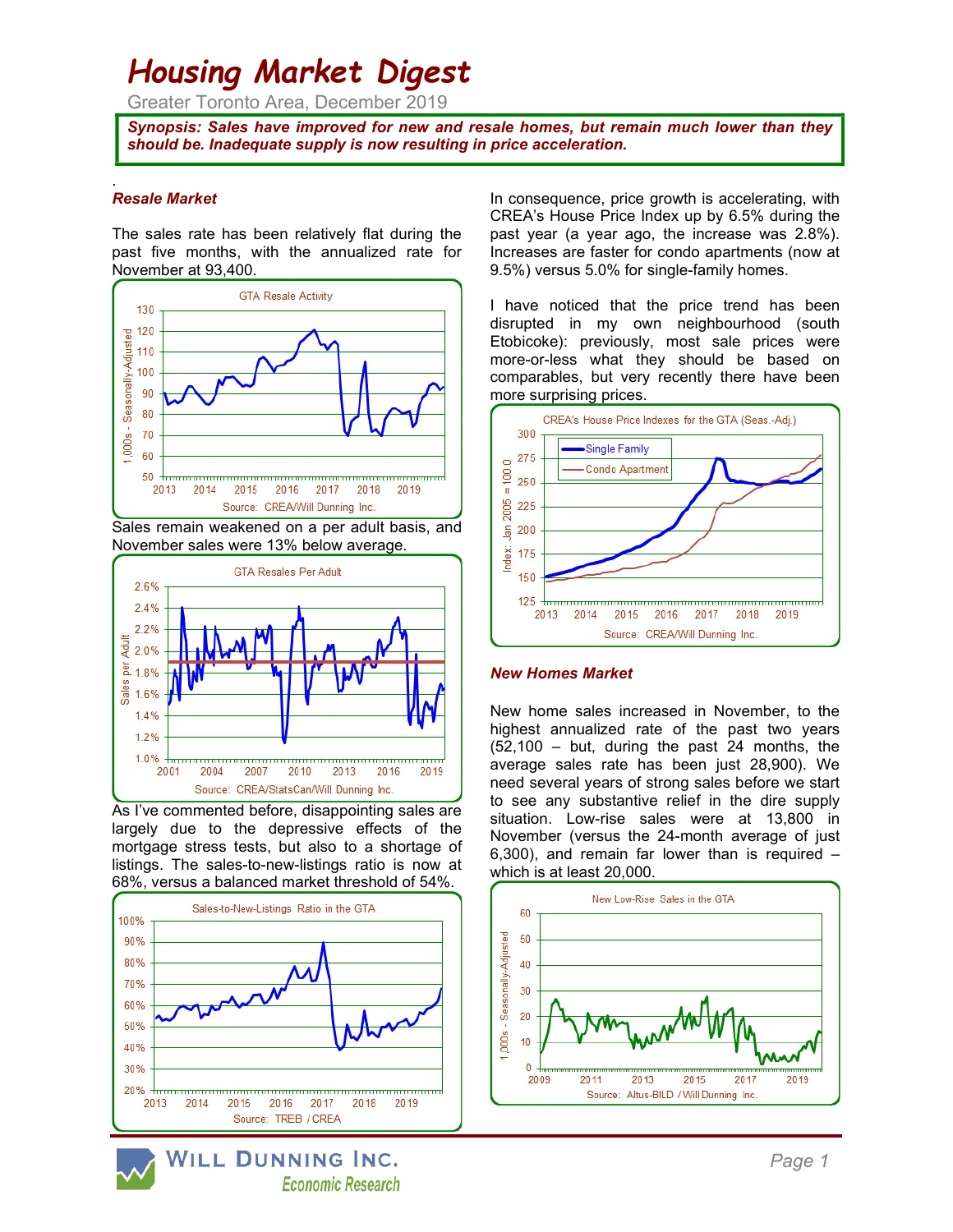# Housing Market Digest

Greater Toronto Area, December 2019

**Synopsis: Sales have improved for new and resale homes, but remain much lower than they should be. Inadequate supply is now resulting in price acceleration.**

## Resale Market

The sales rate has been relatively flat during the past five months, with the annualized rate for November at 93,400.

GTA Resale Activity

Source: CREA/Will Dunning Inc.

Sales remain weakened on a per adult basis, and November sales were 13% below average.

GTA Resales Per Adult

Source: CREA/StatsCan/Will Dunning Inc.

As I've commented before, disappointing sales are largely due to the depressive effects of the mortgage stress tests, but also to a shortage of listings. The sales-to-new-listings ratio is now at 68%, versus a balanced market threshold of 54%.

Sales-to-New-Listings Ratio in the GTA

Source: TREB / CREA

In consequence, price growth is accelerating, with CREA's House Price Index up by 6.5% during the past year (a year ago, the increase was 2.8%). Increases are faster for condo apartments (now at 9.5%) versus 5.0% for single-family homes.

I have noticed that the price trend has been disrupted in my own neighbourhood (south Etobicoke): previously, most sale prices were more-or-less what they should be based on comparables, but very recently there have been more surprising prices.

CREA's House Price Indexes for the GTA (Seas.-Adj.)

Source: CREA/Will Dunning Inc.

## New Homes Market

New home sales increased in November, to the highest annualized rate of the past two years (52,100 – but, during the past 24 months, the average sales rate has been just 28,900). We need several years of strong sales before we start to see any substantive relief in the dire supply situation. Low-rise sales were at 13,800 in November (versus the 24-month average of just 6,300), and remain far lower than is required – which is at least 20,000.

New Low-Rise Sales in the GTA

Source: Altus-BILD / Will Dunning Inc.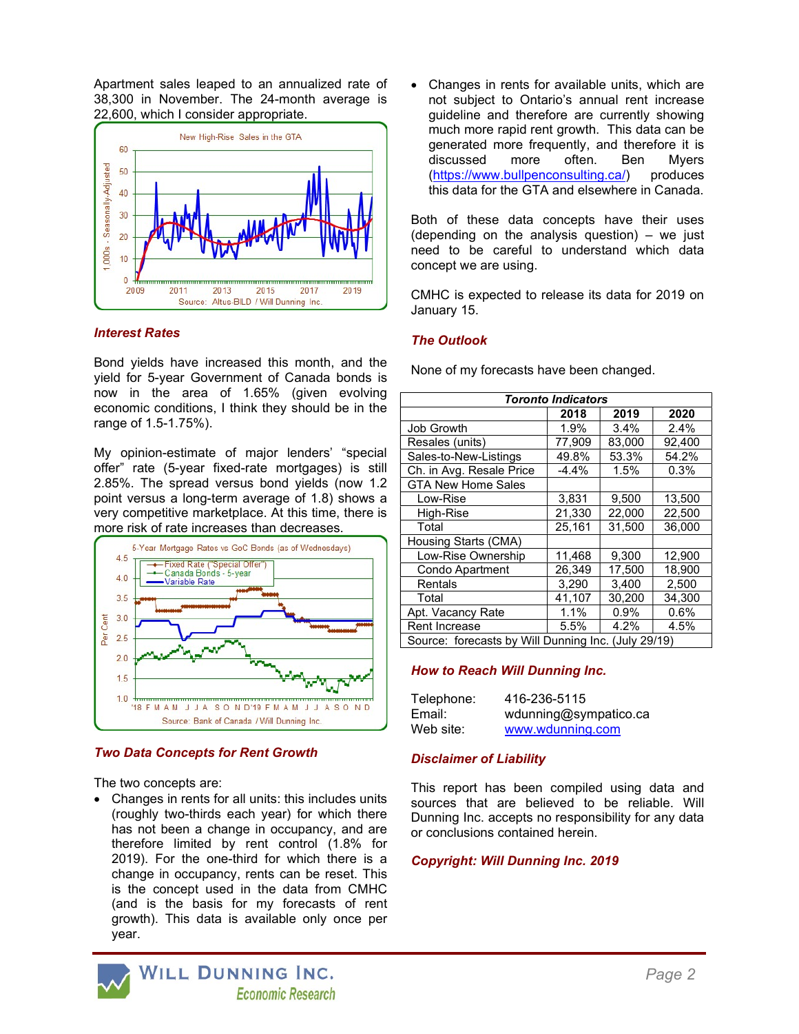Apartment sales leaped to an annualized rate of 38,300 in November. The 24-month average is 22,600, which I consider appropriate.

New High-Rise Sales in the GTA

1,000s - Seasonally-Adjusted

60
50
40
30
20
10
0

2009 2011 2013 2015 2017 2019

Source: Altus-BILD / Will Dunning Inc.

### *Interest Rates*

Bond yields have increased this month, and the yield for 5-year Government of Canada bonds is now in the area of 1.65% (given evolving economic conditions, I think they should be in the range of 1.5-1.75%).

My opinion-estimate of major lenders' "special offer" rate (5-year fixed-rate mortgages) is still 2.85%. The spread versus bond yields (now 1.2 point versus a long-term average of 1.8) shows a very competitive marketplace. At this time, there is more risk of rate increases than decreases.

5-Year Mortgage Rates vs GoC Bonds (as of Wednesdays)

Fixed Rate ("Special Offer")
Canada Bonds - 5-year
Variable Rate

Per Cent

4.5
4.0
3.5
3.0
2.5
2.0
1.5
1.0

'18 F M A M J J A S O N D '19 F M A M J J A S O N D

Source: Bank of Canada / Will Dunning Inc.

### *Two Data Concepts for Rent Growth*

The two concepts are:

- Changes in rents for all units: this includes units (roughly two-thirds each year) for which there has not been a change in occupancy, and are therefore limited by rent control (1.8% for 2019). For the one-third for which there is a change in occupancy, rents can be reset. This is the concept used in the data from CMHC (and is the basis for my forecasts of rent growth). This data is available only once per year.
- Changes in rents for available units, which are not subject to Ontario's annual rent increase guideline and therefore are currently showing much more rapid rent growth. This data can be generated more frequently, and therefore it is discussed more often. Ben Myers (https://www.bullpenconsulting.ca/) produces this data for the GTA and elsewhere in Canada.

Both of these data concepts have their uses (depending on the analysis question) – we just need to be careful to understand which data concept we are using.

CMHC is expected to release its data for 2019 on January 15.

### *The Outlook*

None of my forecasts have been changed.

| Toronto Indicators | 2018 | 2019 | 2020 |
|---|---|---|---|
| Job Growth | 1.9% | 3.4% | 2.4% |
| Resales (units) | 77,909 | 83,000 | 92,400 |
| Sales-to-New-Listings | 49.8% | 53.3% | 54.2% |
| Ch. in Avg. Resale Price | -4.4% | 1.5% | 0.3% |
| GTA New Home Sales | | | |
| Low-Rise | 3,831 | 9,500 | 13,500 |
| High-Rise | 21,330 | 22,000 | 22,500 |
| Total | 25,161 | 31,500 | 36,000 |
| Housing Starts (CMA) | | | |
| Low-Rise Ownership | 11,468 | 9,300 | 12,900 |
| Condo Apartment | 26,349 | 17,500 | 18,900 |
| Rentals | 3,290 | 3,400 | 2,500 |
| Total | 41,107 | 30,200 | 34,300 |
| Apt. Vacancy Rate | 1.1% | 0.9% | 0.6% |
| Rent Increase | 5.5% | 4.2% | 4.5% |
| Source: forecasts by Will Dunning Inc. (July 29/19) | | | |

### *How to Reach Will Dunning Inc.*

Telephone: 416-236-5115
Email: wdunning@sympatico.ca
Web site: www.wdunning.com

### *Disclaimer of Liability*

This report has been compiled using data and sources that are believed to be reliable. Will Dunning Inc. accepts no responsibility for any data or conclusions contained herein.

***Copyright: Will Dunning Inc. 2019***